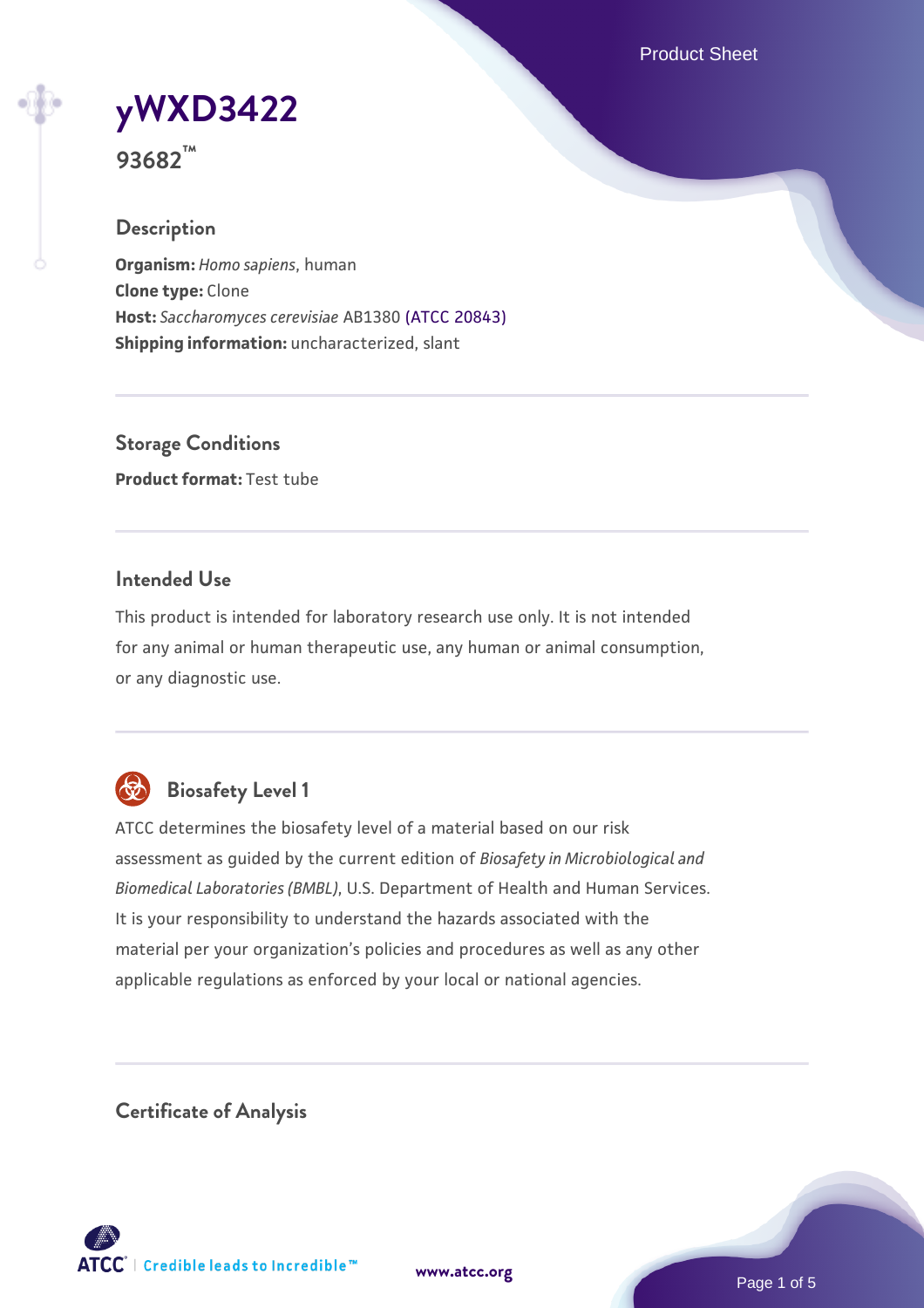# yWXD3422

**93682™**

## Description

**Organism:** *Homo sapiens*, human
**Clone type:** Clone
**Host:** *Saccharomyces cerevisiae* AB1380 (ATCC 20843)
**Shipping information:** uncharacterized, slant

## Storage Conditions

**Product format:** Test tube

## Intended Use

This product is intended for laboratory research use only. It is not intended for any animal or human therapeutic use, any human or animal consumption, or any diagnostic use.

## Biosafety Level 1

ATCC determines the biosafety level of a material based on our risk assessment as guided by the current edition of *Biosafety in Microbiological and Biomedical Laboratories (BMBL)*, U.S. Department of Health and Human Services. It is your responsibility to understand the hazards associated with the material per your organization's policies and procedures as well as any other applicable regulations as enforced by your local or national agencies.

## Certificate of Analysis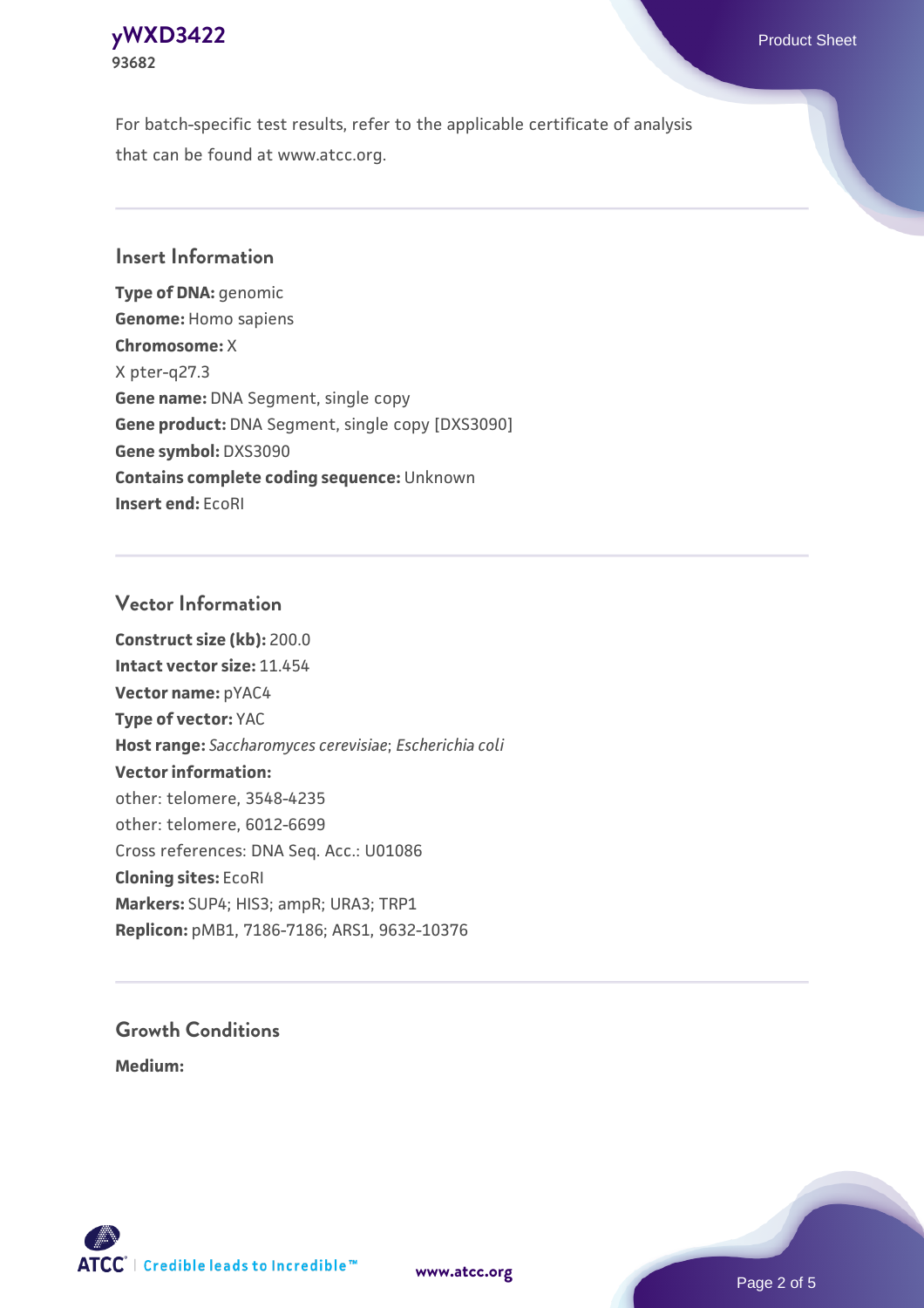For batch-specific test results, refer to the applicable certificate of analysis that can be found at www.atcc.org.

## Insert Information

**Type of DNA:** genomic
**Genome:** Homo sapiens
**Chromosome:** X
X pter-q27.3
**Gene name:** DNA Segment, single copy
**Gene product:** DNA Segment, single copy [DXS3090]
**Gene symbol:** DXS3090
**Contains complete coding sequence:** Unknown
**Insert end:** EcoRI

## Vector Information

**Construct size (kb):** 200.0
**Intact vector size:** 11.454
**Vector name:** pYAC4
**Type of vector:** YAC
**Host range:** *Saccharomyces cerevisiae*; *Escherichia coli*
**Vector information:**
other: telomere, 3548-4235
other: telomere, 6012-6699
Cross references: DNA Seq. Acc.: U01086
**Cloning sites:** EcoRI
**Markers:** SUP4; HIS3; ampR; URA3; TRP1
**Replicon:** pMB1, 7186-7186; ARS1, 9632-10376

## Growth Conditions

**Medium:**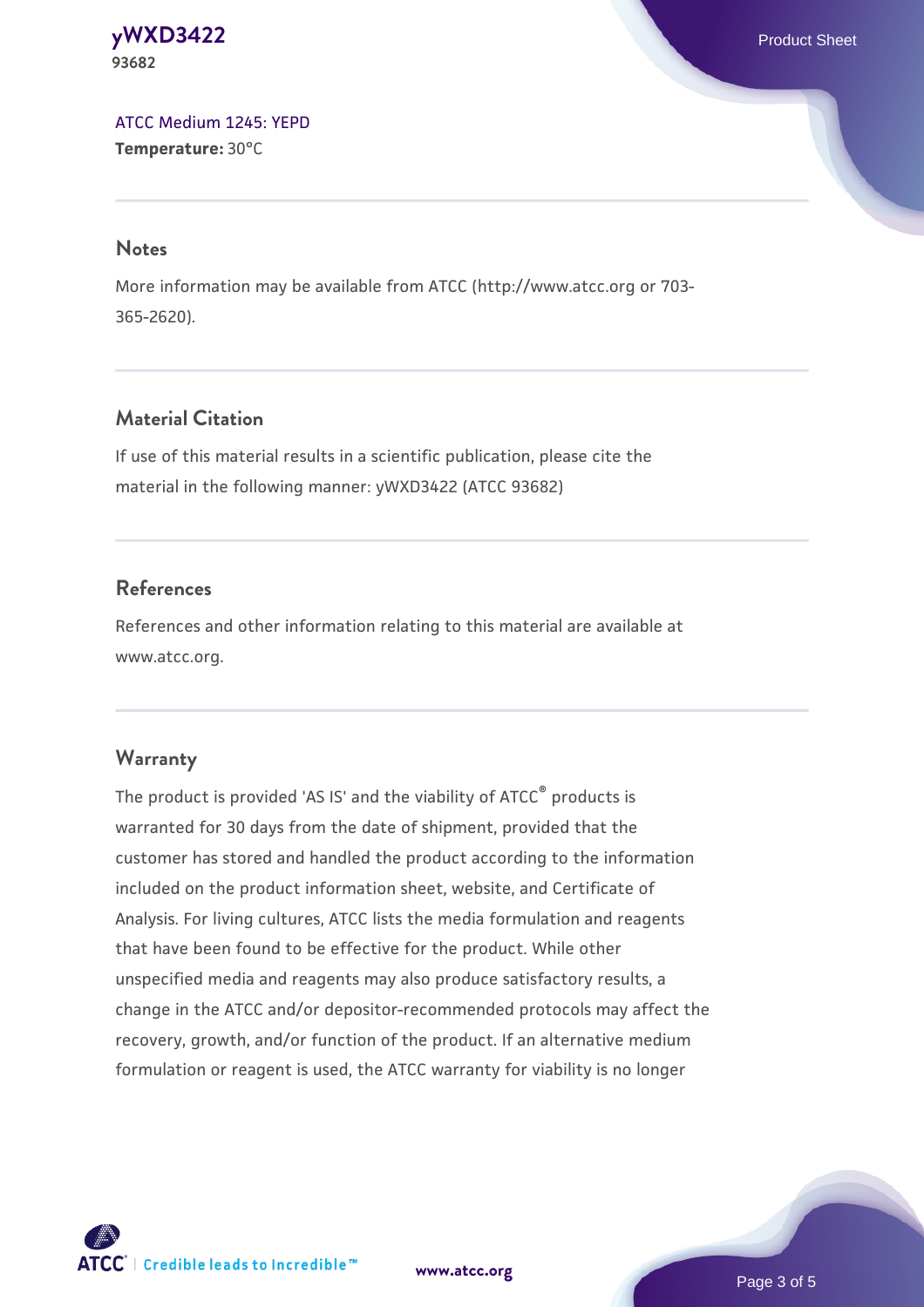[ATCC Medium 1245: YEPD](#)
**Temperature:** 30°C

## Notes

More information may be available from ATCC (http://www.atcc.org or 703-365-2620).

## Material Citation

If use of this material results in a scientific publication, please cite the material in the following manner: yWXD3422 (ATCC 93682)

## References

References and other information relating to this material are available at www.atcc.org.

## Warranty

The product is provided 'AS IS' and the viability of ATCC® products is warranted for 30 days from the date of shipment, provided that the customer has stored and handled the product according to the information included on the product information sheet, website, and Certificate of Analysis. For living cultures, ATCC lists the media formulation and reagents that have been found to be effective for the product. While other unspecified media and reagents may also produce satisfactory results, a change in the ATCC and/or depositor-recommended protocols may affect the recovery, growth, and/or function of the product. If an alternative medium formulation or reagent is used, the ATCC warranty for viability is no longer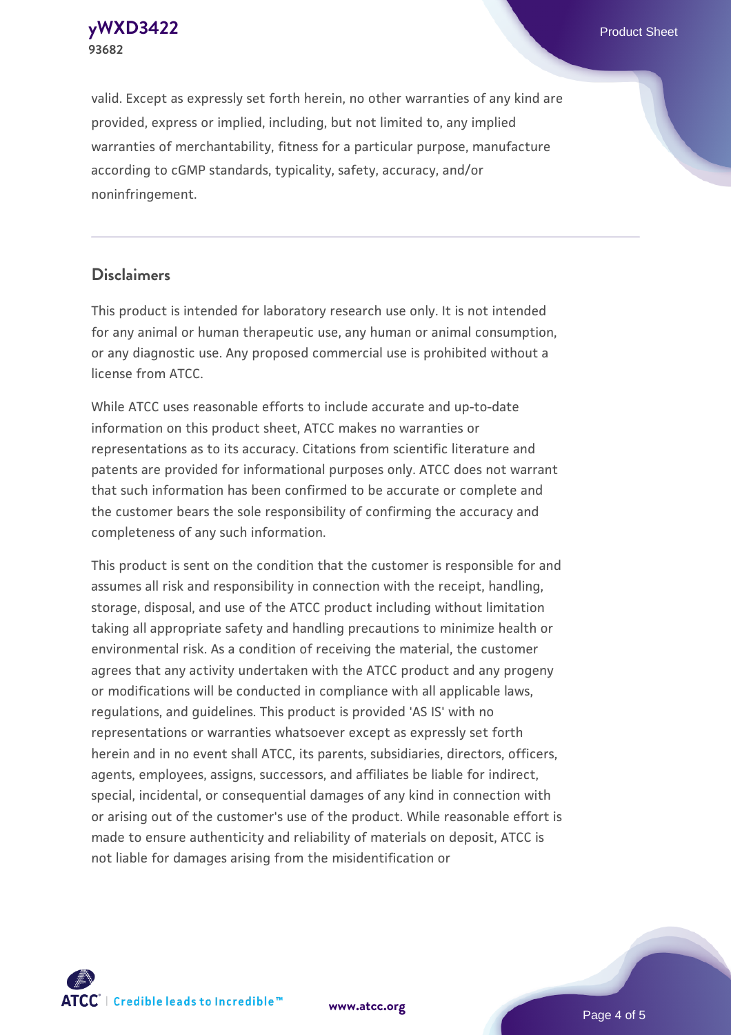valid. Except as expressly set forth herein, no other warranties of any kind are provided, express or implied, including, but not limited to, any implied warranties of merchantability, fitness for a particular purpose, manufacture according to cGMP standards, typicality, safety, accuracy, and/or noninfringement.

## Disclaimers

This product is intended for laboratory research use only. It is not intended for any animal or human therapeutic use, any human or animal consumption, or any diagnostic use. Any proposed commercial use is prohibited without a license from ATCC.

While ATCC uses reasonable efforts to include accurate and up-to-date information on this product sheet, ATCC makes no warranties or representations as to its accuracy. Citations from scientific literature and patents are provided for informational purposes only. ATCC does not warrant that such information has been confirmed to be accurate or complete and the customer bears the sole responsibility of confirming the accuracy and completeness of any such information.

This product is sent on the condition that the customer is responsible for and assumes all risk and responsibility in connection with the receipt, handling, storage, disposal, and use of the ATCC product including without limitation taking all appropriate safety and handling precautions to minimize health or environmental risk. As a condition of receiving the material, the customer agrees that any activity undertaken with the ATCC product and any progeny or modifications will be conducted in compliance with all applicable laws, regulations, and guidelines. This product is provided 'AS IS' with no representations or warranties whatsoever except as expressly set forth herein and in no event shall ATCC, its parents, subsidiaries, directors, officers, agents, employees, assigns, successors, and affiliates be liable for indirect, special, incidental, or consequential damages of any kind in connection with or arising out of the customer's use of the product. While reasonable effort is made to ensure authenticity and reliability of materials on deposit, ATCC is not liable for damages arising from the misidentification or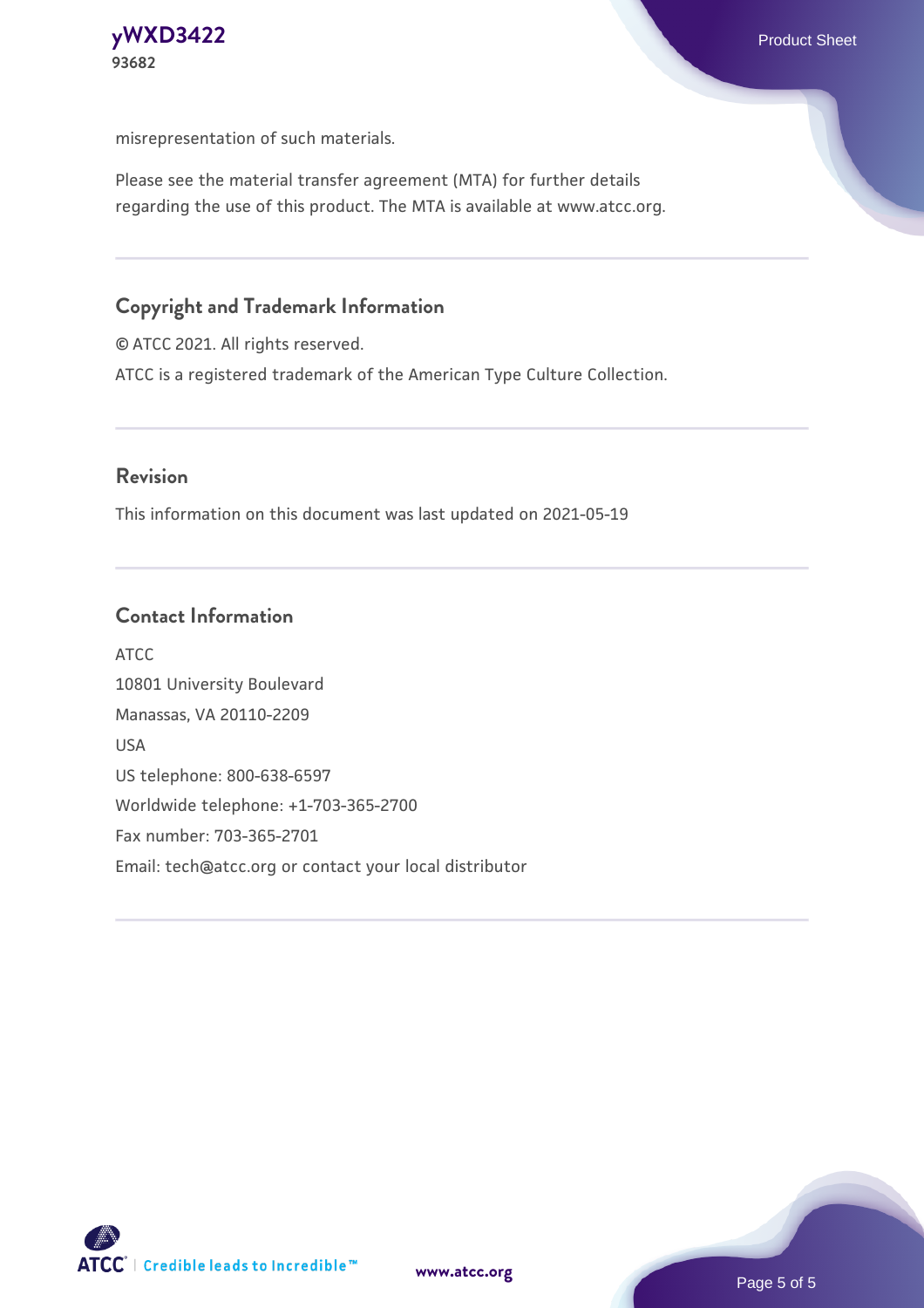misrepresentation of such materials.

Please see the material transfer agreement (MTA) for further details regarding the use of this product. The MTA is available at www.atcc.org.

## Copyright and Trademark Information

© ATCC 2021. All rights reserved.

ATCC is a registered trademark of the American Type Culture Collection.

## Revision

This information on this document was last updated on 2021-05-19

## Contact Information

ATCC
10801 University Boulevard
Manassas, VA 20110-2209
USA
US telephone: 800-638-6597
Worldwide telephone: +1-703-365-2700
Fax number: 703-365-2701
Email: tech@atcc.org or contact your local distributor